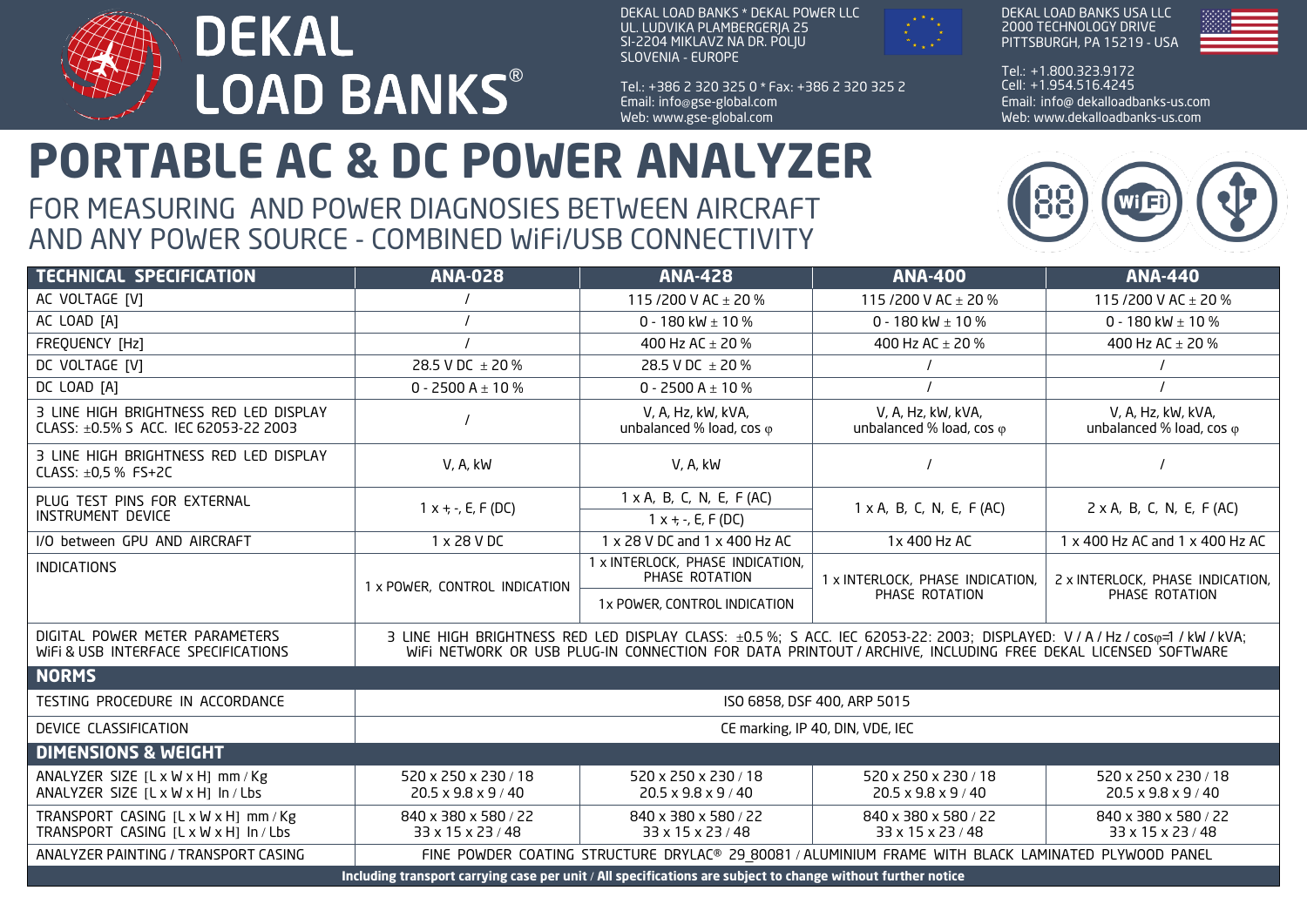DEKAL LOAD BANKS®

DEKAL LOAD BANKS * DEKAL POWER LLC
UL. LUDVIKA PLAMBERGERJA 25
SI-2204 MIKLAVZ NA DR. POLJU
SLOVENIA - EUROPE

Tel.: +386 2 320 325 0 * Fax: +386 2 320 325 2
Email: info@gse-global.com
Web: www.gse-global.com

DEKAL LOAD BANKS USA LLC
2000 TECHNOLOGY DRIVE
PITTSBURGH, PA 15219 - USA

Tel.: +1.800.323.9172
Cell: +1.954.516.4245
Email: info@ dekalloadbanks-us.com
Web: www.dekalloadbanks-us.com

# PORTABLE AC & DC POWER ANALYZER

## FOR MEASURING AND POWER DIAGNOSIES BETWEEN AIRCRAFT AND ANY POWER SOURCE - COMBINED WiFi/USB CONNECTIVITY

| TECHNICAL SPECIFICATION | ANA-028 | ANA-428 | ANA-400 | ANA-440 |
|---|---|---|---|---|
| AC VOLTAGE [V] | / | 115 /200 V AC ± 20 % | 115 /200 V AC ± 20 % | 115 /200 V AC ± 20 % |
| AC LOAD [A] | / | 0 - 180 kW ± 10 % | 0 - 180 kW ± 10 % | 0 - 180 kW ± 10 % |
| FREQUENCY [Hz] | / | 400 Hz AC ± 20 % | 400 Hz AC ± 20 % | 400 Hz AC ± 20 % |
| DC VOLTAGE [V] | 28.5 V DC ± 20 % | 28.5 V DC ± 20 % | / | / |
| DC LOAD [A] | 0 - 2500 A ± 10 % | 0 - 2500 A ± 10 % | / | / |
| 3 LINE HIGH BRIGHTNESS RED LED DISPLAY CLASS: ±0.5% S ACC. IEC 62053-22 2003 | / | V, A, Hz, kW, kVA, unbalanced % load, cos φ | V, A, Hz, kW, kVA, unbalanced % load, cos φ | V, A, Hz, kW, kVA, unbalanced % load, cos φ |
| 3 LINE HIGH BRIGHTNESS RED LED DISPLAY CLASS: ±0,5 % FS+2C | V, A, kW | V, A, kW | / | / |
| PLUG TEST PINS FOR EXTERNAL INSTRUMENT DEVICE | 1 x +, -, E, F (DC) | 1 x A, B, C, N, E, F (AC)<br>1 x +, -, E, F (DC) | 1 x A, B, C, N, E, F (AC) | 2 x A, B, C, N, E, F (AC) |
| I/O between GPU AND AIRCRAFT | 1 x 28 V DC | 1 x 28 V DC and 1 x 400 Hz AC | 1x 400 Hz AC | 1 x 400 Hz AC and 1 x 400 Hz AC |
| INDICATIONS | 1 x POWER, CONTROL INDICATION | 1 x INTERLOCK, PHASE INDICATION, PHASE ROTATION<br>1x POWER, CONTROL INDICATION | 1 x INTERLOCK, PHASE INDICATION, PHASE ROTATION | 2 x INTERLOCK, PHASE INDICATION, PHASE ROTATION |
| DIGITAL POWER METER PARAMETERS<br>WiFi & USB INTERFACE SPECIFICATIONS | 3 LINE HIGH BRIGHTNESS RED LED DISPLAY CLASS: ±0.5 %; S ACC. IEC 62053-22: 2003; DISPLAYED: V / A / Hz / cosφ=1 / kW / kVA; WiFi NETWORK OR USB PLUG-IN CONNECTION FOR DATA PRINTOUT / ARCHIVE, INCLUDING FREE DEKAL LICENSED SOFTWARE | | | |
| **NORMS** | | | | |
| TESTING PROCEDURE IN ACCORDANCE | ISO 6858, DSF 400, ARP 5015 | | | |
| DEVICE CLASSIFICATION | CE marking, IP 40, DIN, VDE, IEC | | | |
| **DIMENSIONS & WEIGHT** | | | | |
| ANALYZER SIZE [L x W x H] mm / Kg<br>ANALYZER SIZE [L x W x H] In / Lbs | 520 x 250 x 230 / 18<br>20.5 x 9.8 x 9 / 40 | 520 x 250 x 230 / 18<br>20.5 x 9.8 x 9 / 40 | 520 x 250 x 230 / 18<br>20.5 x 9.8 x 9 / 40 | 520 x 250 x 230 / 18<br>20.5 x 9.8 x 9 / 40 |
| TRANSPORT CASING [L x W x H] mm / Kg<br>TRANSPORT CASING [L x W x H] In / Lbs | 840 x 380 x 580 / 22<br>33 x 15 x 23 / 48 | 840 x 380 x 580 / 22<br>33 x 15 x 23 / 48 | 840 x 380 x 580 / 22<br>33 x 15 x 23 / 48 | 840 x 380 x 580 / 22<br>33 x 15 x 23 / 48 |
| ANALYZER PAINTING / TRANSPORT CASING | FINE POWDER COATING STRUCTURE DRYLAC® 29_80081 / ALUMINIUM FRAME WITH BLACK LAMINATED PLYWOOD PANEL | | | |

**Including transport carrying case per unit / All specifications are subject to change without further notice**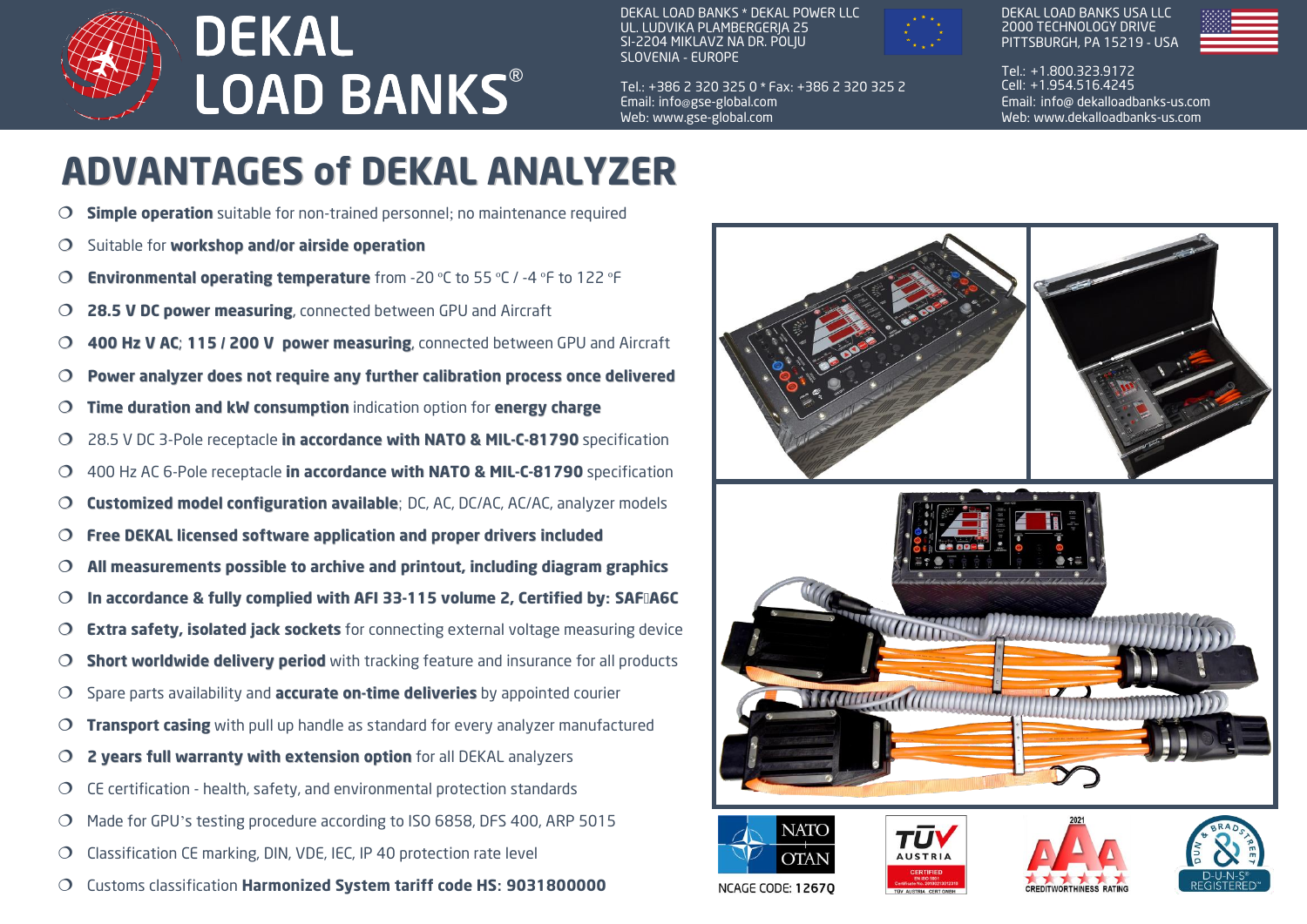# DEKAL LOAD BANKS®

DEKAL LOAD BANKS * DEKAL POWER LLC
UL. LUDVIKA PLAMBERGERJA 25
SI-2204 MIKLAVZ NA DR. POLJU
SLOVENIA - EUROPE

Tel.: +386 2 320 325 0 * Fax: +386 2 320 325 2
Email: info@gse-global.com
Web: www.gse-global.com

DEKAL LOAD BANKS USA LLC
2000 TECHNOLOGY DRIVE
PITTSBURGH, PA 15219 - USA

Tel.: +1.800.323.9172
Cell: +1.954.516.4245
Email: info@ dekalloadbanks-us.com
Web: www.dekalloadbanks-us.com

## ADVANTAGES of DEKAL ANALYZER

- **Simple operation** suitable for non-trained personnel; no maintenance required
- Suitable for **workshop and/or airside operation**
- **Environmental operating temperature** from -20 °C to 55 °C / -4 °F to 122 °F
- **28.5 V DC power measuring**, connected between GPU and Aircraft
- **400 Hz V AC**; **115 / 200 V power measuring**, connected between GPU and Aircraft
- **Power analyzer does not require any further calibration process once delivered**
- **Time duration and kW consumption** indication option for **energy charge**
- 28.5 V DC 3-Pole receptacle **in accordance with NATO & MIL-C-81790** specification
- 400 Hz AC 6-Pole receptacle **in accordance with NATO & MIL-C-81790** specification
- **Customized model configuration available**; DC, AC, DC/AC, AC/AC, analyzer models
- **Free DEKAL licensed software application and proper drivers included**
- **All measurements possible to archive and printout, including diagram graphics**
- **In accordance & fully complied with AFI 33-115 volume 2, Certified by: SAF A6C**
- **Extra safety, isolated jack sockets** for connecting external voltage measuring device
- **Short worldwide delivery period** with tracking feature and insurance for all products
- Spare parts availability and **accurate on-time deliveries** by appointed courier
- **Transport casing** with pull up handle as standard for every analyzer manufactured
- **2 years full warranty with extension option** for all DEKAL analyzers
- CE certification - health, safety, and environmental protection standards
- Made for GPU's testing procedure according to ISO 6858, DFS 400, ARP 5015
- Classification CE marking, DIN, VDE, IEC, IP 40 protection rate level
- Customs classification **Harmonized System tariff code HS: 9031800000**

NATO OTAN
NCAGE CODE: 1267Q

TÜV AUSTRIA CERTIFIED

2021 AAA CREDITWORTHINESS RATING

DUN & BRADSTREET D-U-N-S® REGISTERED™